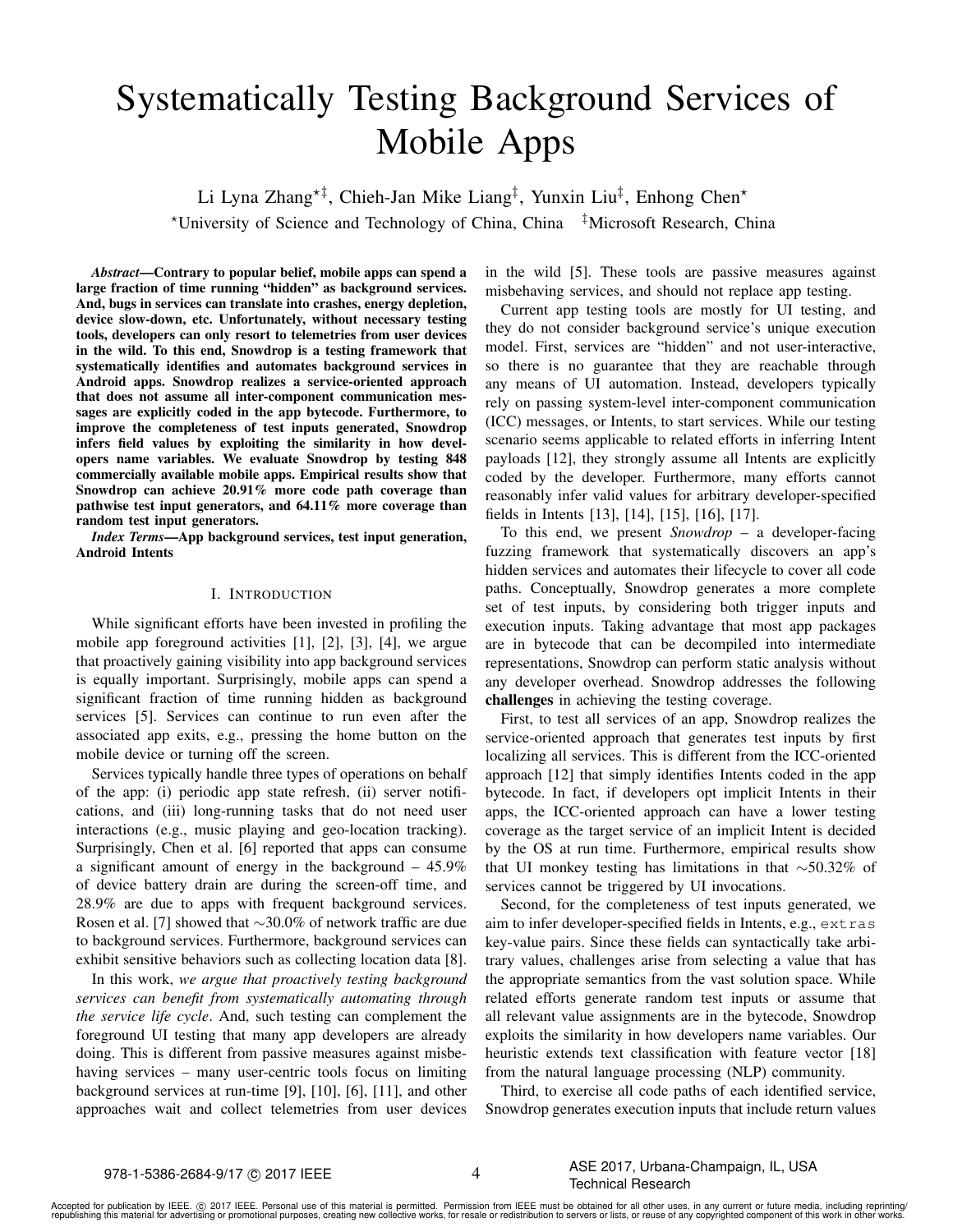# Systematically Testing Background Services of Mobile Apps

Li Lyna Zhang[⋆‡], Chieh-Jan Mike Liang[‡], Yunxin Liu[‡], Enhong Chen[⋆]

[⋆]University of Science and Technology of China, China [‡]Microsoft Research, China

***Abstract*—Contrary to popular belief, mobile apps can spend a large fraction of time running "hidden" as background services. And, bugs in services can translate into crashes, energy depletion, device slow-down, etc. Unfortunately, without necessary testing tools, developers can only resort to telemetries from user devices in the wild. To this end, Snowdrop is a testing framework that systematically identifies and automates background services in Android apps. Snowdrop realizes a service-oriented approach that does not assume all inter-component communication messages are explicitly coded in the app bytecode. Furthermore, to improve the completeness of test inputs generated, Snowdrop infers field values by exploiting the similarity in how developers name variables. We evaluate Snowdrop by testing 848 commercially available mobile apps. Empirical results show that Snowdrop can achieve 20.91% more code path coverage than pathwise test input generators, and 64.11% more coverage than random test input generators.**

***Index Terms*—App background services, test input generation, Android Intents**

## I. Introduction

While significant efforts have been invested in profiling the mobile app foreground activities [1], [2], [3], [4], we argue that proactively gaining visibility into app background services is equally important. Surprisingly, mobile apps can spend a significant fraction of time running hidden as background services [5]. Services can continue to run even after the associated app exits, e.g., pressing the home button on the mobile device or turning off the screen.

Services typically handle three types of operations on behalf of the app: (i) periodic app state refresh, (ii) server notifications, and (iii) long-running tasks that do not need user interactions (e.g., music playing and geo-location tracking). Surprisingly, Chen et al. [6] reported that apps can consume a significant amount of energy in the background – 45.9% of device battery drain are during the screen-off time, and 28.9% are due to apps with frequent background services. Rosen et al. [7] showed that ∼30.0% of network traffic are due to background services. Furthermore, background services can exhibit sensitive behaviors such as collecting location data [8].

In this work, *we argue that proactively testing background services can benefit from systematically automating through the service life cycle*. And, such testing can complement the foreground UI testing that many app developers are already doing. This is different from passive measures against misbehaving services – many user-centric tools focus on limiting background services at run-time [9], [10], [6], [11], and other approaches wait and collect telemetries from user devices in the wild [5]. These tools are passive measures against misbehaving services, and should not replace app testing.

Current app testing tools are mostly for UI testing, and they do not consider background service's unique execution model. First, services are "hidden" and not user-interactive, so there is no guarantee that they are reachable through any means of UI automation. Instead, developers typically rely on passing system-level inter-component communication (ICC) messages, or Intents, to start services. While our testing scenario seems applicable to related efforts in inferring Intent payloads [12], they strongly assume all Intents are explicitly coded by the developer. Furthermore, many efforts cannot reasonably infer valid values for arbitrary developer-specified fields in Intents [13], [14], [15], [16], [17].

To this end, we present *Snowdrop* – a developer-facing fuzzing framework that systematically discovers an app's hidden services and automates their lifecycle to cover all code paths. Conceptually, Snowdrop generates a more complete set of test inputs, by considering both trigger inputs and execution inputs. Taking advantage that most app packages are in bytecode that can be decompiled into intermediate representations, Snowdrop can perform static analysis without any developer overhead. Snowdrop addresses the following **challenges** in achieving the testing coverage.

First, to test all services of an app, Snowdrop realizes the service-oriented approach that generates test inputs by first localizing all services. This is different from the ICC-oriented approach [12] that simply identifies Intents coded in the app bytecode. In fact, if developers opt implicit Intents in their apps, the ICC-oriented approach can have a lower testing coverage as the target service of an implicit Intent is decided by the OS at run time. Furthermore, empirical results show that UI monkey testing has limitations in that ∼50.32% of services cannot be triggered by UI invocations.

Second, for the completeness of test inputs generated, we aim to infer developer-specified fields in Intents, e.g., `extras` key-value pairs. Since these fields can syntactically take arbitrary values, challenges arise from selecting a value that has the appropriate semantics from the vast solution space. While related efforts generate random test inputs or assume that all relevant value assignments are in the bytecode, Snowdrop exploits the similarity in how developers name variables. Our heuristic extends text classification with feature vector [18] from the natural language processing (NLP) community.

Third, to exercise all code paths of each identified service, Snowdrop generates execution inputs that include return values

978-1-5386-2684-9/17 © 2017 IEEE

ASE 2017, Urbana-Champaign, IL, USA
Technical Research

Accepted for publication by IEEE. © 2017 IEEE. Personal use of this material is permitted. Permission from IEEE must be obtained for all other uses, in any current or future media, including reprinting/republishing this material for advertising or promotional purposes, creating new collective works, for resale or redistribution to servers or lists, or reuse of any copyrighted component of this work in other works.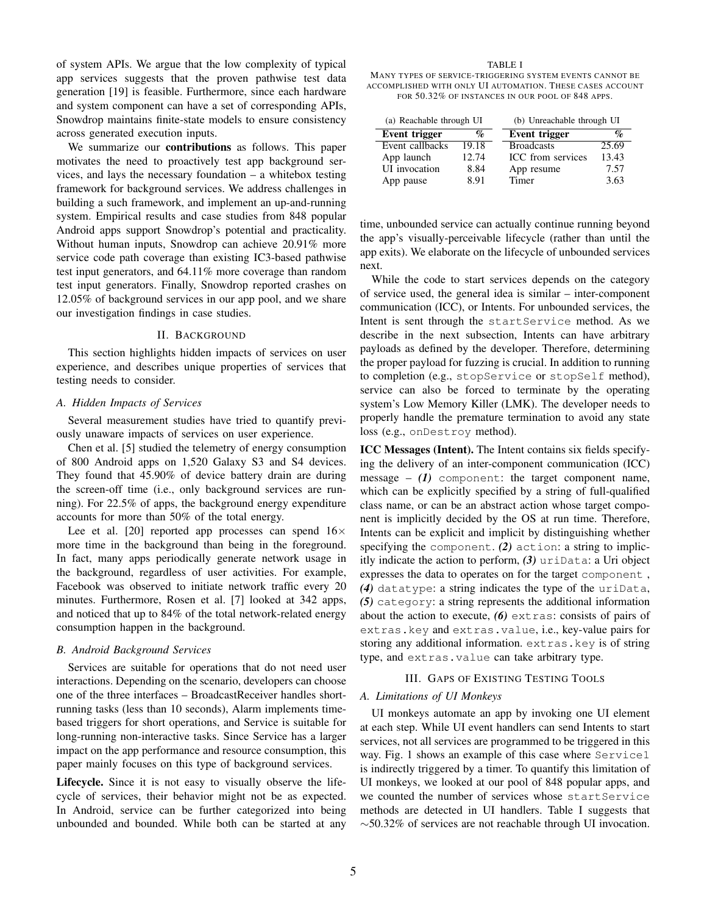of system APIs. We argue that the low complexity of typical app services suggests that the proven pathwise test data generation [19] is feasible. Furthermore, since each hardware and system component can have a set of corresponding APIs, Snowdrop maintains finite-state models to ensure consistency across generated execution inputs.

We summarize our **contributions** as follows. This paper motivates the need to proactively test app background services, and lays the necessary foundation – a whitebox testing framework for background services. We address challenges in building a such framework, and implement an up-and-running system. Empirical results and case studies from 848 popular Android apps support Snowdrop's potential and practicality. Without human inputs, Snowdrop can achieve 20.91% more service code path coverage than existing IC3-based pathwise test input generators, and 64.11% more coverage than random test input generators. Finally, Snowdrop reported crashes on 12.05% of background services in our app pool, and we share our investigation findings in case studies.

## II. Background

This section highlights hidden impacts of services on user experience, and describes unique properties of services that testing needs to consider.

### A. Hidden Impacts of Services

Several measurement studies have tried to quantify previously unaware impacts of services on user experience.

Chen et al. [5] studied the telemetry of energy consumption of 800 Android apps on 1,520 Galaxy S3 and S4 devices. They found that 45.90% of device battery drain are during the screen-off time (i.e., only background services are running). For 22.5% of apps, the background energy expenditure accounts for more than 50% of the total energy.

Lee et al. [20] reported app processes can spend $16\times$ more time in the background than being in the foreground. In fact, many apps periodically generate network usage in the background, regardless of user activities. For example, Facebook was observed to initiate network traffic every 20 minutes. Furthermore, Rosen et al. [7] looked at 342 apps, and noticed that up to 84% of the total network-related energy consumption happen in the background.

### B. Android Background Services

Services are suitable for operations that do not need user interactions. Depending on the scenario, developers can choose one of the three interfaces – BroadcastReceiver handles short-running tasks (less than 10 seconds), Alarm implements time-based triggers for short operations, and Service is suitable for long-running non-interactive tasks. Since Service has a larger impact on the app performance and resource consumption, this paper mainly focuses on this type of background services.

**Lifecycle.** Since it is not easy to visually observe the lifecycle of services, their behavior might not be as expected. In Android, service can be further categorized into being unbounded and bounded. While both can be started at any time, unbounded service can actually continue running beyond the app's visually-perceivable lifecycle (rather than until the app exits). We elaborate on the lifecycle of unbounded services next.

While the code to start services depends on the category of service used, the general idea is similar – inter-component communication (ICC), or Intents. For unbounded services, the Intent is sent through the `startService` method. As we describe in the next subsection, Intents can have arbitrary payloads as defined by the developer. Therefore, determining the proper payload for fuzzing is crucial. In addition to running to completion (e.g., `stopService` or `stopSelf` method), service can also be forced to terminate by the operating system's Low Memory Killer (LMK). The developer needs to properly handle the premature termination to avoid any state loss (e.g., `onDestroy` method).

**ICC Messages (Intent).** The Intent contains six fields specifying the delivery of an inter-component communication (ICC) message – ***(1)*** `component`: the target component name, which can be explicitly specified by a string of full-qualified class name, or can be an abstract action whose target component is implicitly decided by the OS at run time. Therefore, Intents can be explicit and implicit by distinguishing whether specifying the `component`. ***(2)*** `action`: a string to implicitly indicate the action to perform, ***(3)*** `uriData`: a Uri object expresses the data to operates on for the target `component` , ***(4)*** `datatype`: a string indicates the type of the `uriData`, ***(5)*** `category`: a string represents the additional information about the action to execute, ***(6)*** `extras`: consists of pairs of `extras.key` and `extras.value`, i.e., key-value pairs for storing any additional information. `extras.key` is of string type, and `extras.value` can take arbitrary type.

TABLE I
MANY TYPES OF SERVICE-TRIGGERING SYSTEM EVENTS CANNOT BE ACCOMPLISHED WITH ONLY UI AUTOMATION. THESE CASES ACCOUNT FOR 50.32% OF INSTANCES IN OUR POOL OF 848 APPS.

| (a) Reachable through UI | | (b) Unreachable through UI | |
|---|---|---|---|
| **Event trigger** | **%** | **Event trigger** | **%** |
| Event callbacks | 19.18 | Broadcasts | 25.69 |
| App launch | 12.74 | ICC from services | 13.43 |
| UI invocation | 8.84 | App resume | 7.57 |
| App pause | 8.91 | Timer | 3.63 |

## III. Gaps of Existing Testing Tools

### A. Limitations of UI Monkeys

UI monkeys automate an app by invoking one UI element at each step. While UI event handlers can send Intents to start services, not all services are programmed to be triggered in this way. Fig. 1 shows an example of this case where `Service1` is indirectly triggered by a timer. To quantify this limitation of UI monkeys, we looked at our pool of 848 popular apps, and we counted the number of services whose `startService` methods are detected in UI handlers. Table I suggests that $\sim$50.32% of services are not reachable through UI invocation.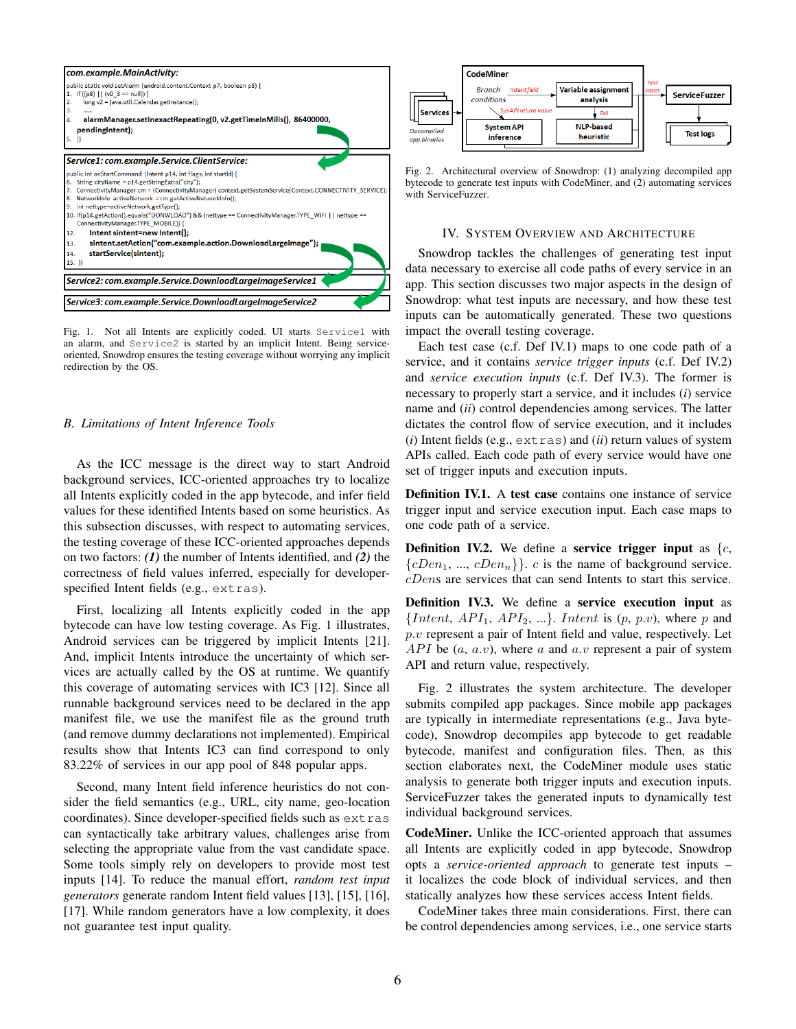```
com.example.MainActivity:
public static void setAlarm (android.content.Context p7, boolean p8) {
1.  if ((p8) || (v0_3 == null)) {
2.    long v2 = java.util.Calendar.getInstance();
3.    ......
4.    alarmManager.setInexactRepeating(0, v2.getTimeInMills(), 86400000,
      pendingIntent);
5.  }}

Service1: com.example.Service.ClientService:
public int onStartCommand (Intent p14, int flags, int startId) {
6.  String cityName = p14.getStringExtra("city");
7.  ConnectivityManager cm = (ConnectivityManager) context.getSystemService(Context.CONNECTIVITY_SERVICE);
8.  NetworkInfo activeNetwork = cm.getActiveNetworkInfo();
9.  int nettype=activeNetwork.getType();
10. if(p14.getAction().equals("DONWLOAD") && (nettype == ConnectivityManager.TYPE_WIFI || nettype ==
    ConnectivityManager.TYPE_MOBILE)) {
12.   Intent sintent=new Intent();
13.   sintent.setAction("com.example.action.DownloadLargeImage");
14.   startService(sintent);
15. }}

Service2: com.example.Service.DownloadLargeImageService1

Service3: com.example.Service.DownloadLargeImageService2
```

Fig. 1. Not all Intents are explicitly coded. UI starts `Service1` with an alarm, and `Service2` is started by an implicit Intent. Being service-oriented, Snowdrop ensures the testing coverage without worrying any implicit redirection by the OS.

### B. Limitations of Intent Inference Tools

As the ICC message is the direct way to start Android background services, ICC-oriented approaches try to localize all Intents explicitly coded in the app bytecode, and infer field values for these identified Intents based on some heuristics. As this subsection discusses, with respect to automating services, the testing coverage of these ICC-oriented approaches depends on two factors: ***(1)*** the number of Intents identified, and ***(2)*** the correctness of field values inferred, especially for developer-specified Intent fields (e.g., `extras`).

First, localizing all Intents explicitly coded in the app bytecode can have low testing coverage. As Fig. 1 illustrates, Android services can be triggered by implicit Intents [21]. And, implicit Intents introduce the uncertainty of which services are actually called by the OS at runtime. We quantify this coverage of automating services with IC3 [12]. Since all runnable background services need to be declared in the app manifest file, we use the manifest file as the ground truth (and remove dummy declarations not implemented). Empirical results show that Intents IC3 can find correspond to only 83.22% of services in our app pool of 848 popular apps.

Second, many Intent field inference heuristics do not consider the field semantics (e.g., URL, city name, geo-location coordinates). Since developer-specified fields such as `extras` can syntactically take arbitrary values, challenges arise from selecting the appropriate value from the vast candidate space. Some tools simply rely on developers to provide most test inputs [14]. To reduce the manual effort, *random test input generators* generate random Intent field values [13], [15], [16], [17]. While random generators have a low complexity, it does not guarantee test input quality.

Fig. 2. Architectural overview of Snowdrop: (1) analyzing decompiled app bytecode to generate test inputs with CodeMiner, and (2) automating services with ServiceFuzzer.

## IV. System Overview and Architecture

Snowdrop tackles the challenges of generating test input data necessary to exercise all code paths of every service in an app. This section discusses two major aspects in the design of Snowdrop: what test inputs are necessary, and how these test inputs can be automatically generated. These two questions impact the overall testing coverage.

Each test case (c.f. Def IV.1) maps to one code path of a service, and it contains *service trigger inputs* (c.f. Def IV.2) and *service execution inputs* (c.f. Def IV.3). The former is necessary to properly start a service, and it includes (*i*) service name and (*ii*) control dependencies among services. The latter dictates the control flow of service execution, and it includes (*i*) Intent fields (e.g., `extras`) and (*ii*) return values of system APIs called. Each code path of every service would have one set of trigger inputs and execution inputs.

**Definition IV.1.** A **test case** contains one instance of service trigger input and service execution input. Each case maps to one code path of a service.

**Definition IV.2.** We define a **service trigger input** as $\{c, \{cDen_1, ..., cDen_n\}\}$. $c$ is the name of background service. $cDen$s are services that can send Intents to start this service.

**Definition IV.3.** We define a **service execution input** as $\{Intent, API_1, API_2, ...\}$. $Intent$ is $(p, p.v)$, where $p$ and $p.v$ represent a pair of Intent field and value, respectively. Let $API$ be $(a, a.v)$, where $a$ and $a.v$ represent a pair of system API and return value, respectively.

Fig. 2 illustrates the system architecture. The developer submits compiled app packages. Since mobile app packages are typically in intermediate representations (e.g., Java bytecode), Snowdrop decompiles app bytecode to get readable bytecode, manifest and configuration files. Then, as this section elaborates next, the CodeMiner module uses static analysis to generate both trigger inputs and execution inputs. ServiceFuzzer takes the generated inputs to dynamically test individual background services.

**CodeMiner.** Unlike the ICC-oriented approach that assumes all Intents are explicitly coded in app bytecode, Snowdrop opts a *service-oriented approach* to generate test inputs – it localizes the code block of individual services, and then statically analyzes how these services access Intent fields.

CodeMiner takes three main considerations. First, there can be control dependencies among services, i.e., one service starts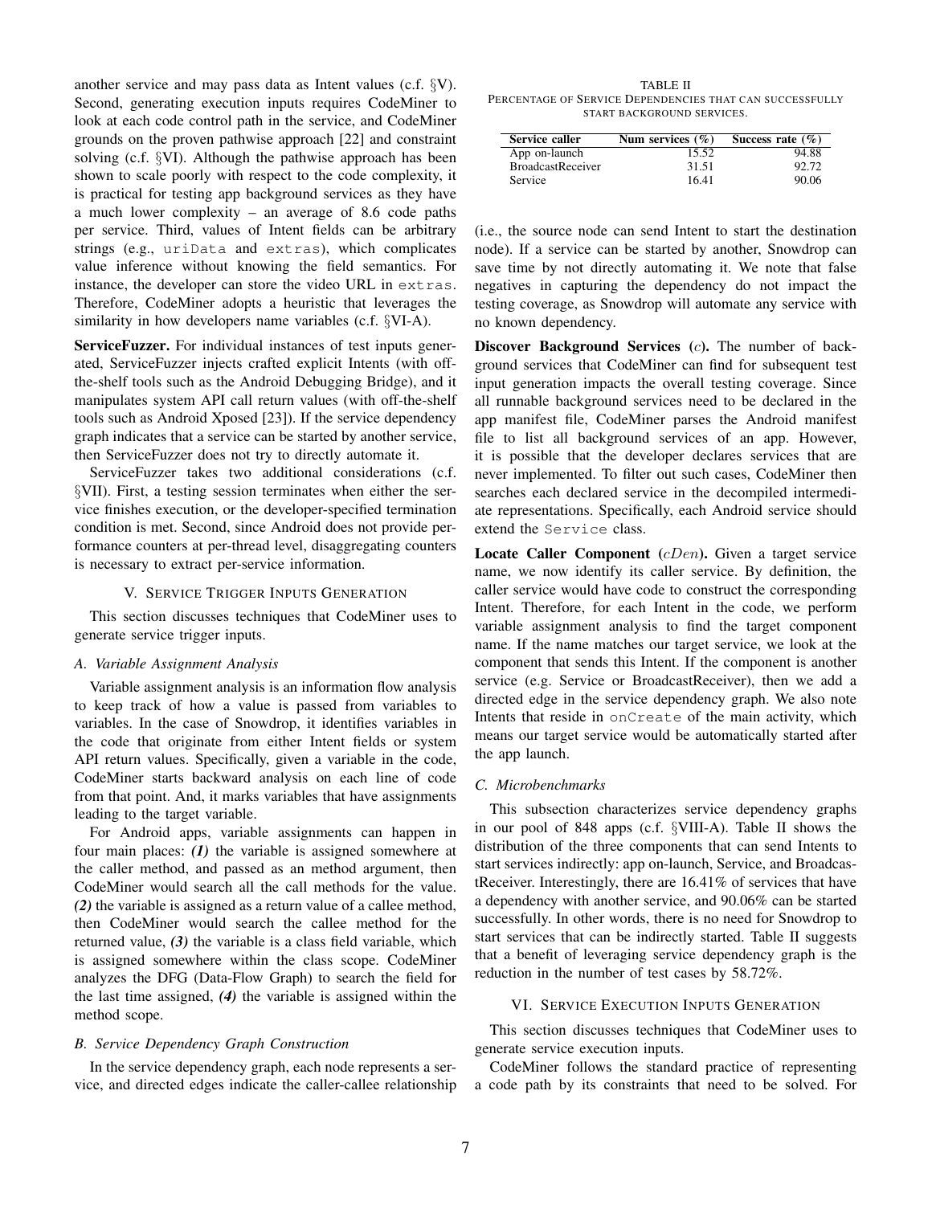another service and may pass data as Intent values (c.f. §V). Second, generating execution inputs requires CodeMiner to look at each code control path in the service, and CodeMiner grounds on the proven pathwise approach [22] and constraint solving (c.f. §VI). Although the pathwise approach has been shown to scale poorly with respect to the code complexity, it is practical for testing app background services as they have a much lower complexity – an average of 8.6 code paths per service. Third, values of Intent fields can be arbitrary strings (e.g., `uriData` and `extras`), which complicates value inference without knowing the field semantics. For instance, the developer can store the video URL in `extras`. Therefore, CodeMiner adopts a heuristic that leverages the similarity in how developers name variables (c.f. §VI-A).

**ServiceFuzzer.** For individual instances of test inputs generated, ServiceFuzzer injects crafted explicit Intents (with off-the-shelf tools such as the Android Debugging Bridge), and it manipulates system API call return values (with off-the-shelf tools such as Android Xposed [23]). If the service dependency graph indicates that a service can be started by another service, then ServiceFuzzer does not try to directly automate it.

ServiceFuzzer takes two additional considerations (c.f. §VII). First, a testing session terminates when either the service finishes execution, or the developer-specified termination condition is met. Second, since Android does not provide performance counters at per-thread level, disaggregating counters is necessary to extract per-service information.

## V. Service Trigger Inputs Generation

This section discusses techniques that CodeMiner uses to generate service trigger inputs.

### A. Variable Assignment Analysis

Variable assignment analysis is an information flow analysis to keep track of how a value is passed from variables to variables. In the case of Snowdrop, it identifies variables in the code that originate from either Intent fields or system API return values. Specifically, given a variable in the code, CodeMiner starts backward analysis on each line of code from that point. And, it marks variables that have assignments leading to the target variable.

For Android apps, variable assignments can happen in four main places: ***(1)*** the variable is assigned somewhere at the caller method, and passed as an method argument, then CodeMiner would search all the call methods for the value. ***(2)*** the variable is assigned as a return value of a callee method, then CodeMiner would search the callee method for the returned value, ***(3)*** the variable is a class field variable, which is assigned somewhere within the class scope. CodeMiner analyzes the DFG (Data-Flow Graph) to search the field for the last time assigned, ***(4)*** the variable is assigned within the method scope.

### B. Service Dependency Graph Construction

In the service dependency graph, each node represents a service, and directed edges indicate the caller-callee relationship (i.e., the source node can send Intent to start the destination node). If a service can be started by another, Snowdrop can save time by not directly automating it. We note that false negatives in capturing the dependency do not impact the testing coverage, as Snowdrop will automate any service with no known dependency.

**Discover Background Services ($c$).** The number of background services that CodeMiner can find for subsequent test input generation impacts the overall testing coverage. Since all runnable background services need to be declared in the app manifest file, CodeMiner parses the Android manifest file to list all background services of an app. However, it is possible that the developer declares services that are never implemented. To filter out such cases, CodeMiner then searches each declared service in the decompiled intermediate representations. Specifically, each Android service should extend the `Service` class.

**Locate Caller Component ($cDen$).** Given a target service name, we now identify its caller service. By definition, the caller service would have code to construct the corresponding Intent. Therefore, for each Intent in the code, we perform variable assignment analysis to find the target component name. If the name matches our target service, we look at the component that sends this Intent. If the component is another service (e.g. Service or BroadcastReceiver), then we add a directed edge in the service dependency graph. We also note Intents that reside in `onCreate` of the main activity, which means our target service would be automatically started after the app launch.

### C. Microbenchmarks

TABLE II
Percentage of Service Dependencies that can successfully start background services.

| Service caller | Num services (%) | Success rate (%) |
|---|---|---|
| App on-launch | 15.52 | 94.88 |
| BroadcastReceiver | 31.51 | 92.72 |
| Service | 16.41 | 90.06 |

This subsection characterizes service dependency graphs in our pool of 848 apps (c.f. §VIII-A). Table II shows the distribution of the three components that can send Intents to start services indirectly: app on-launch, Service, and BroadcastReceiver. Interestingly, there are 16.41% of services that have a dependency with another service, and 90.06% can be started successfully. In other words, there is no need for Snowdrop to start services that can be indirectly started. Table II suggests that a benefit of leveraging service dependency graph is the reduction in the number of test cases by 58.72%.

## VI. Service Execution Inputs Generation

This section discusses techniques that CodeMiner uses to generate service execution inputs.

CodeMiner follows the standard practice of representing a code path by its constraints that need to be solved. For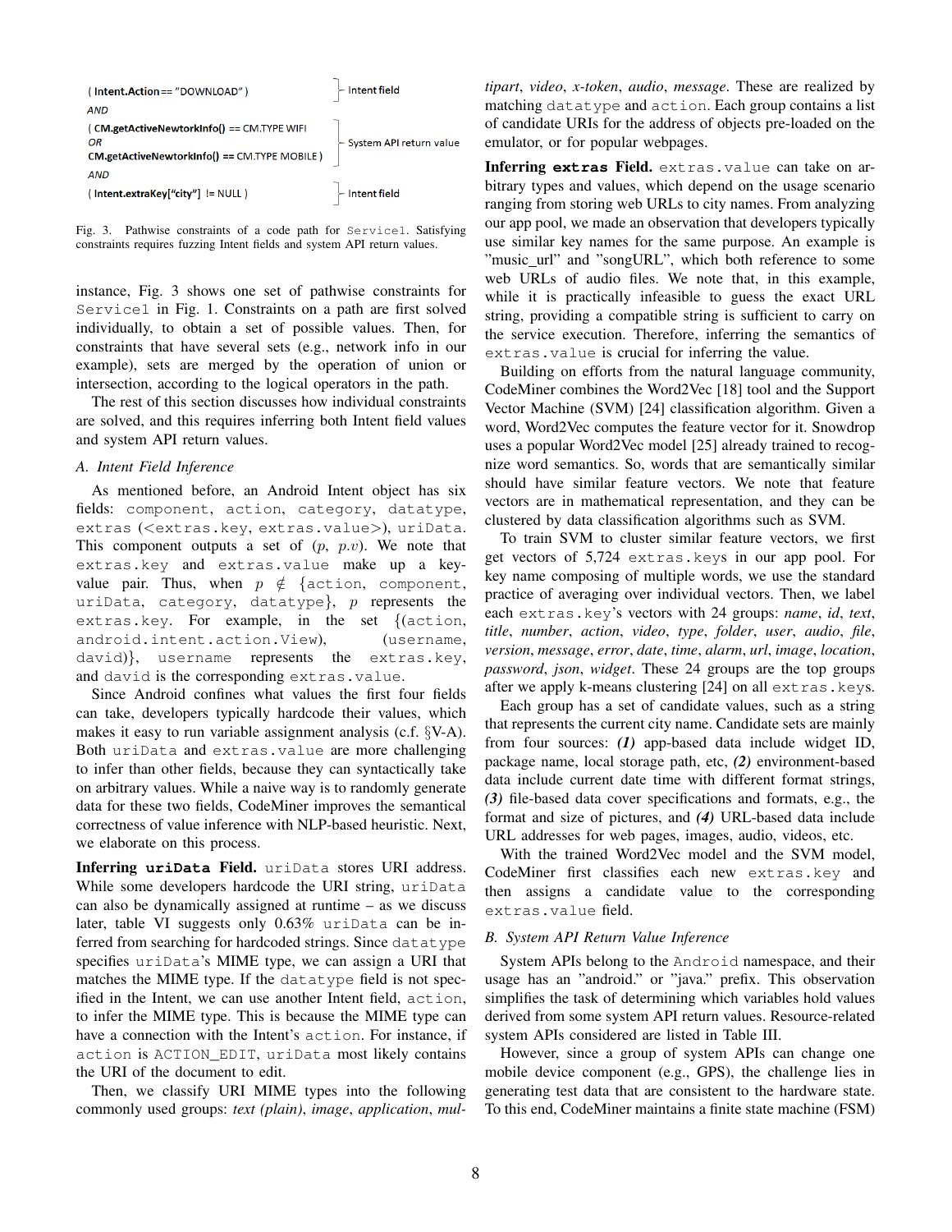```
( Intent.Action == "DOWNLOAD" )                                    } Intent field
AND
( CM.getActiveNewtorkInfo() == CM.TYPE WIFI
OR                                                                 } System API return value
CM.getActiveNewtorkInfo() == CM.TYPE MOBILE )
AND
( Intent.extraKey["city"] != NULL )                                } Intent field
```

Fig. 3. Pathwise constraints of a code path for Service1. Satisfying constraints requires fuzzing Intent fields and system API return values.

instance, Fig. 3 shows one set of pathwise constraints for Service1 in Fig. 1. Constraints on a path are first solved individually, to obtain a set of possible values. Then, for constraints that have several sets (e.g., network info in our example), sets are merged by the operation of union or intersection, according to the logical operators in the path.

The rest of this section discusses how individual constraints are solved, and this requires inferring both Intent field values and system API return values.

### A. Intent Field Inference

As mentioned before, an Android Intent object has six fields: component, action, category, datatype, extras (<extras.key, extras.value>), uriData. This component outputs a set of ($p$, $p.v$). We note that extras.key and extras.value make up a key-value pair. Thus, when $p \notin$ {action, component, uriData, category, datatype}, $p$ represents the extras.key. For example, in the set {(action, android.intent.action.View), (username, david)}, username represents the extras.key, and david is the corresponding extras.value.

Since Android confines what values the first four fields can take, developers typically hardcode their values, which makes it easy to run variable assignment analysis (c.f. §V-A). Both uriData and extras.value are more challenging to infer than other fields, because they can syntactically take on arbitrary values. While a naive way is to randomly generate data for these two fields, CodeMiner improves the semantical correctness of value inference with NLP-based heuristic. Next, we elaborate on this process.

**Inferring uriData Field.** uriData stores URI address. While some developers hardcode the URI string, uriData can also be dynamically assigned at runtime – as we discuss later, table VI suggests only 0.63% uriData can be inferred from searching for hardcoded strings. Since datatype specifies uriData's MIME type, we can assign a URI that matches the MIME type. If the datatype field is not specified in the Intent, we can use another Intent field, action, to infer the MIME type. This is because the MIME type can have a connection with the Intent's action. For instance, if action is ACTION_EDIT, uriData most likely contains the URI of the document to edit.

Then, we classify URI MIME types into the following commonly used groups: *text (plain)*, *image*, *application*, *multipart*, *video*, *x-token*, *audio*, *message*. These are realized by matching datatype and action. Each group contains a list of candidate URIs for the address of objects pre-loaded on the emulator, or for popular webpages.

**Inferring extras Field.** extras.value can take on arbitrary types and values, which depend on the usage scenario ranging from storing web URLs to city names. From analyzing our app pool, we made an observation that developers typically use similar key names for the same purpose. An example is "music_url" and "songURL", which both reference to some web URLs of audio files. We note that, in this example, while it is practically infeasible to guess the exact URL string, providing a compatible string is sufficient to carry on the service execution. Therefore, inferring the semantics of extras.value is crucial for inferring the value.

Building on efforts from the natural language community, CodeMiner combines the Word2Vec [18] tool and the Support Vector Machine (SVM) [24] classification algorithm. Given a word, Word2Vec computes the feature vector for it. Snowdrop uses a popular Word2Vec model [25] already trained to recognize word semantics. So, words that are semantically similar should have similar feature vectors. We note that feature vectors are in mathematical representation, and they can be clustered by data classification algorithms such as SVM.

To train SVM to cluster similar feature vectors, we first get vectors of 5,724 extras.keys in our app pool. For key name composing of multiple words, we use the standard practice of averaging over individual vectors. Then, we label each extras.key's vectors with 24 groups: *name*, *id*, *text*, *title*, *number*, *action*, *video*, *type*, *folder*, *user*, *audio*, *file*, *version*, *message*, *error*, *date*, *time*, *alarm*, *url*, *image*, *location*, *password*, *json*, *widget*. These 24 groups are the top groups after we apply k-means clustering [24] on all extras.keys.

Each group has a set of candidate values, such as a string that represents the current city name. Candidate sets are mainly from four sources: ***(1)*** app-based data include widget ID, package name, local storage path, etc, ***(2)*** environment-based data include current date time with different format strings, ***(3)*** file-based data cover specifications and formats, e.g., the format and size of pictures, and ***(4)*** URL-based data include URL addresses for web pages, images, audio, videos, etc.

With the trained Word2Vec model and the SVM model, CodeMiner first classifies each new extras.key and then assigns a candidate value to the corresponding extras.value field.

### B. System API Return Value Inference

System APIs belong to the Android namespace, and their usage has an "android." or "java." prefix. This observation simplifies the task of determining which variables hold values derived from some system API return values. Resource-related system APIs considered are listed in Table III.

However, since a group of system APIs can change one mobile device component (e.g., GPS), the challenge lies in generating test data that are consistent to the hardware state. To this end, CodeMiner maintains a finite state machine (FSM)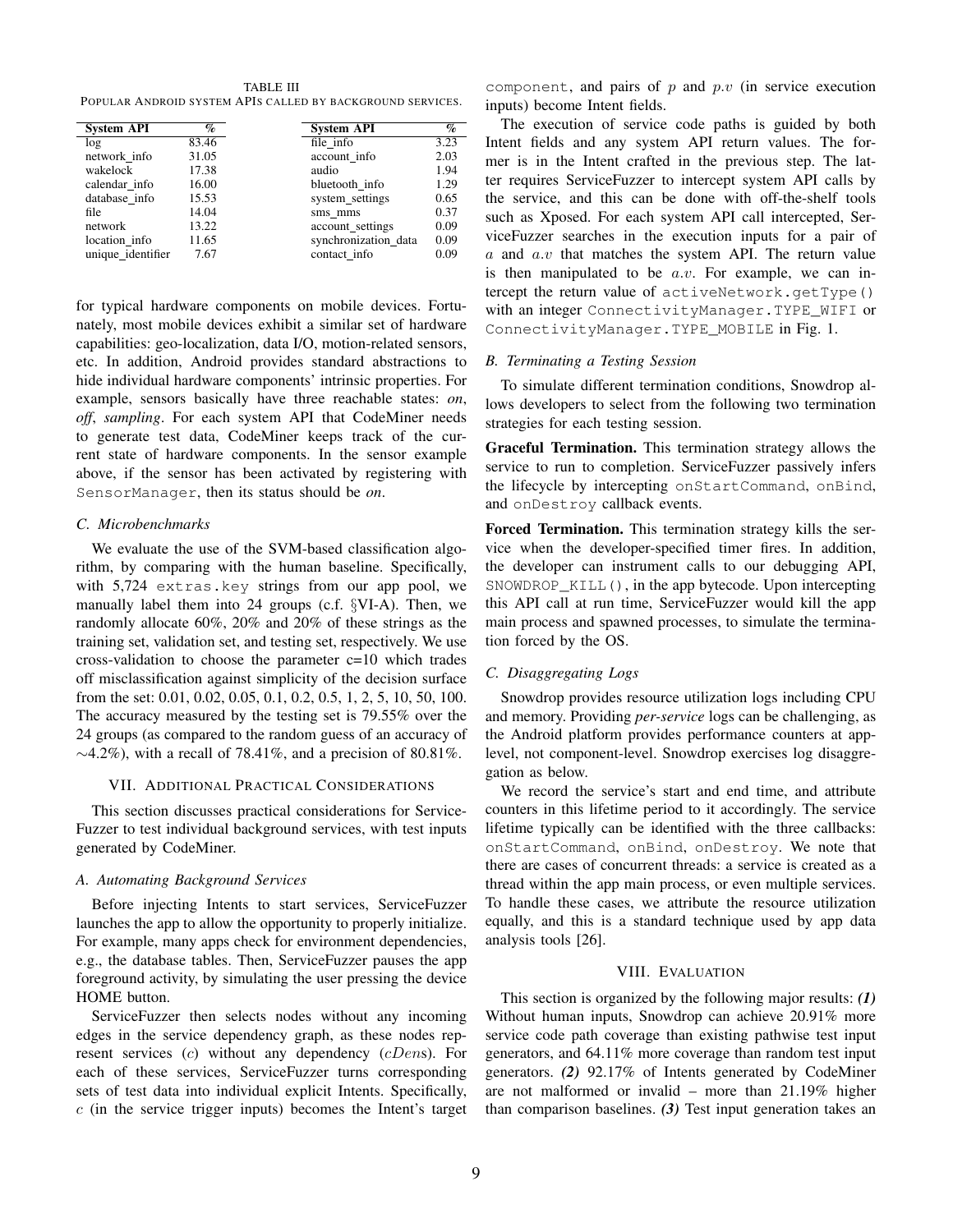TABLE III
POPULAR ANDROID SYSTEM APIS CALLED BY BACKGROUND SERVICES.

| System API | % | System API | % |
|---|---|---|---|
| log | 83.46 | file_info | 3.23 |
| network_info | 31.05 | account_info | 2.03 |
| wakelock | 17.38 | audio | 1.94 |
| calendar_info | 16.00 | bluetooth_info | 1.29 |
| database_info | 15.53 | system_settings | 0.65 |
| file | 14.04 | sms_mms | 0.37 |
| network | 13.22 | account_settings | 0.09 |
| location_info | 11.65 | synchronization_data | 0.09 |
| unique_identifier | 7.67 | contact_info | 0.09 |

for typical hardware components on mobile devices. Fortunately, most mobile devices exhibit a similar set of hardware capabilities: geo-localization, data I/O, motion-related sensors, etc. In addition, Android provides standard abstractions to hide individual hardware components' intrinsic properties. For example, sensors basically have three reachable states: *on*, *off*, *sampling*. For each system API that CodeMiner needs to generate test data, CodeMiner keeps track of the current state of hardware components. In the sensor example above, if the sensor has been activated by registering with `SensorManager`, then its status should be *on*.

### C. Microbenchmarks

We evaluate the use of the SVM-based classification algorithm, by comparing with the human baseline. Specifically, with 5,724 `extras.key` strings from our app pool, we manually label them into 24 groups (c.f. §VI-A). Then, we randomly allocate 60%, 20% and 20% of these strings as the training set, validation set, and testing set, respectively. We use cross-validation to choose the parameter c=10 which trades off misclassification against simplicity of the decision surface from the set: 0.01, 0.02, 0.05, 0.1, 0.2, 0.5, 1, 2, 5, 10, 50, 100. The accuracy measured by the testing set is 79.55% over the 24 groups (as compared to the random guess of an accuracy of ∼4.2%), with a recall of 78.41%, and a precision of 80.81%.

## VII. Additional Practical Considerations

This section discusses practical considerations for ServiceFuzzer to test individual background services, with test inputs generated by CodeMiner.

### A. Automating Background Services

Before injecting Intents to start services, ServiceFuzzer launches the app to allow the opportunity to properly initialize. For example, many apps check for environment dependencies, e.g., the database tables. Then, ServiceFuzzer pauses the app foreground activity, by simulating the user pressing the device HOME button.

ServiceFuzzer then selects nodes without any incoming edges in the service dependency graph, as these nodes represent services ($c$) without any dependency ($cDen$s). For each of these services, ServiceFuzzer turns corresponding sets of test data into individual explicit Intents. Specifically, $c$ (in the service trigger inputs) becomes the Intent's target `component`, and pairs of $p$ and $p.v$ (in service execution inputs) become Intent fields.

The execution of service code paths is guided by both Intent fields and any system API return values. The former is in the Intent crafted in the previous step. The latter requires ServiceFuzzer to intercept system API calls by the service, and this can be done with off-the-shelf tools such as Xposed. For each system API call intercepted, ServiceFuzzer searches in the execution inputs for a pair of $a$ and $a.v$ that matches the system API. The return value is then manipulated to be $a.v$. For example, we can intercept the return value of `activeNetwork.getType()` with an integer `ConnectivityManager.TYPE_WIFI` or `ConnectivityManager.TYPE_MOBILE` in Fig. 1.

### B. Terminating a Testing Session

To simulate different termination conditions, Snowdrop allows developers to select from the following two termination strategies for each testing session.

**Graceful Termination.** This termination strategy allows the service to run to completion. ServiceFuzzer passively infers the lifecycle by intercepting `onStartCommand`, `onBind`, and `onDestroy` callback events.

**Forced Termination.** This termination strategy kills the service when the developer-specified timer fires. In addition, the developer can instrument calls to our debugging API, `SNOWDROP_KILL()`, in the app bytecode. Upon intercepting this API call at run time, ServiceFuzzer would kill the app main process and spawned processes, to simulate the termination forced by the OS.

### C. Disaggregating Logs

Snowdrop provides resource utilization logs including CPU and memory. Providing *per-service* logs can be challenging, as the Android platform provides performance counters at app-level, not component-level. Snowdrop exercises log disaggregation as below.

We record the service's start and end time, and attribute counters in this lifetime period to it accordingly. The service lifetime typically can be identified with the three callbacks: `onStartCommand`, `onBind`, `onDestroy`. We note that there are cases of concurrent threads: a service is created as a thread within the app main process, or even multiple services. To handle these cases, we attribute the resource utilization equally, and this is a standard technique used by app data analysis tools [26].

## VIII. Evaluation

This section is organized by the following major results: ***(1)*** Without human inputs, Snowdrop can achieve 20.91% more service code path coverage than existing pathwise test input generators, and 64.11% more coverage than random test input generators. ***(2)*** 92.17% of Intents generated by CodeMiner are not malformed or invalid – more than 21.19% higher than comparison baselines. ***(3)*** Test input generation takes an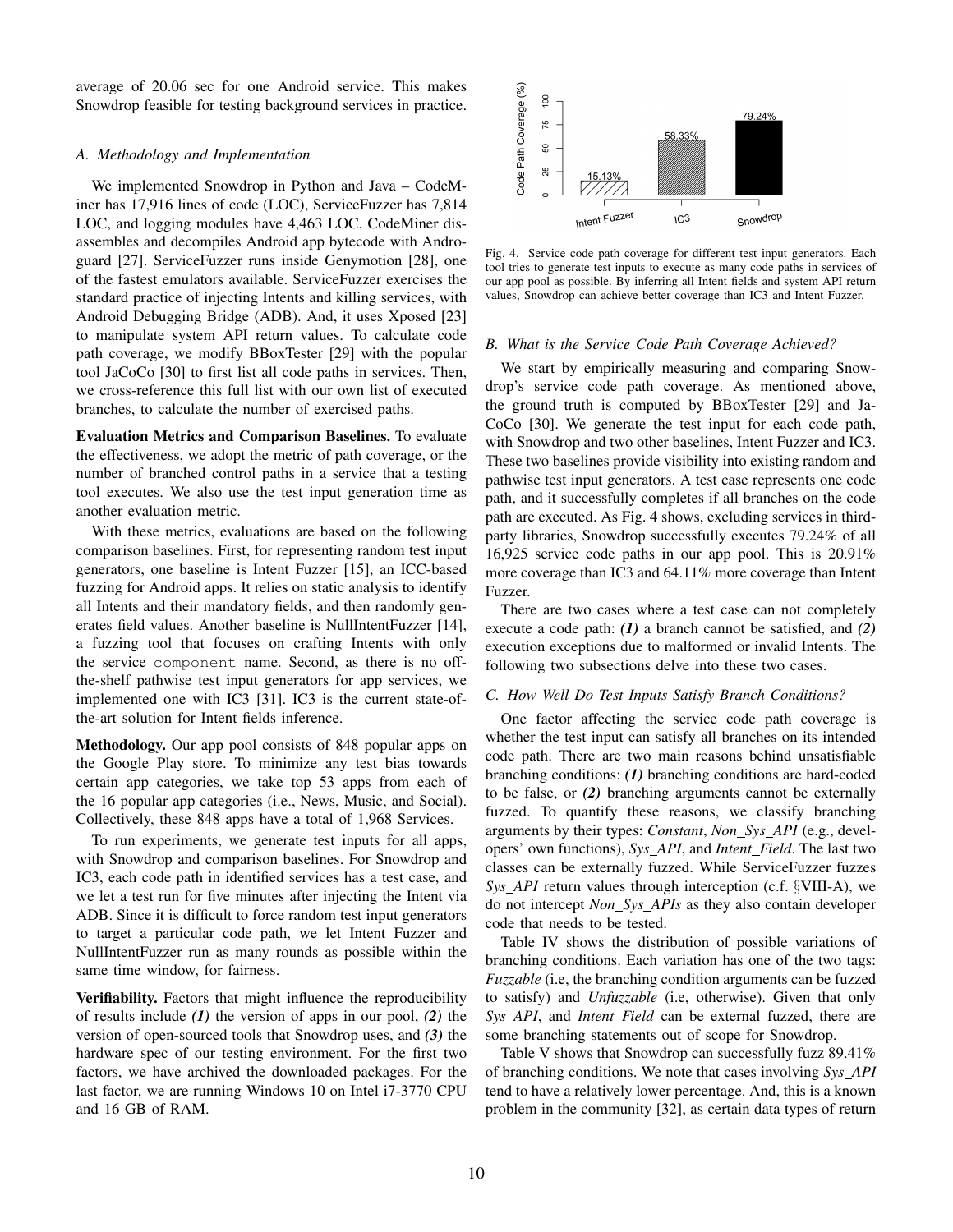average of 20.06 sec for one Android service. This makes Snowdrop feasible for testing background services in practice.

### *A. Methodology and Implementation*

We implemented Snowdrop in Python and Java – CodeMiner has 17,916 lines of code (LOC), ServiceFuzzer has 7,814 LOC, and logging modules have 4,463 LOC. CodeMiner disassembles and decompiles Android app bytecode with Androguard [27]. ServiceFuzzer runs inside Genymotion [28], one of the fastest emulators available. ServiceFuzzer exercises the standard practice of injecting Intents and killing services, with Android Debugging Bridge (ADB). And, it uses Xposed [23] to manipulate system API return values. To calculate code path coverage, we modify BBoxTester [29] with the popular tool JaCoCo [30] to first list all code paths in services. Then, we cross-reference this full list with our own list of executed branches, to calculate the number of exercised paths.

**Evaluation Metrics and Comparison Baselines.** To evaluate the effectiveness, we adopt the metric of path coverage, or the number of branched control paths in a service that a testing tool executes. We also use the test input generation time as another evaluation metric.

With these metrics, evaluations are based on the following comparison baselines. First, for representing random test input generators, one baseline is Intent Fuzzer [15], an ICC-based fuzzing for Android apps. It relies on static analysis to identify all Intents and their mandatory fields, and then randomly generates field values. Another baseline is NullIntentFuzzer [14], a fuzzing tool that focuses on crafting Intents with only the service `component` name. Second, as there is no off-the-shelf pathwise test input generators for app services, we implemented one with IC3 [31]. IC3 is the current state-of-the-art solution for Intent fields inference.

**Methodology.** Our app pool consists of 848 popular apps on the Google Play store. To minimize any test bias towards certain app categories, we take top 53 apps from each of the 16 popular app categories (i.e., News, Music, and Social). Collectively, these 848 apps have a total of 1,968 Services.

To run experiments, we generate test inputs for all apps, with Snowdrop and comparison baselines. For Snowdrop and IC3, each code path in identified services has a test case, and we let a test run for five minutes after injecting the Intent via ADB. Since it is difficult to force random test input generators to target a particular code path, we let Intent Fuzzer and NullIntentFuzzer run as many rounds as possible within the same time window, for fairness.

**Verifiability.** Factors that might influence the reproducibility of results include ***(1)*** the version of apps in our pool, ***(2)*** the version of open-sourced tools that Snowdrop uses, and ***(3)*** the hardware spec of our testing environment. For the first two factors, we have archived the downloaded packages. For the last factor, we are running Windows 10 on Intel i7-3770 CPU and 16 GB of RAM.

| | Intent Fuzzer | IC3 | Snowdrop |
|---|---|---|---|
| Code Path Coverage (%) | 15.13% | 58.33% | 79.24% |

Fig. 4. Service code path coverage for different test input generators. Each tool tries to generate test inputs to execute as many code paths in services of our app pool as possible. By inferring all Intent fields and system API return values, Snowdrop can achieve better coverage than IC3 and Intent Fuzzer.

### *B. What is the Service Code Path Coverage Achieved?*

We start by empirically measuring and comparing Snowdrop's service code path coverage. As mentioned above, the ground truth is computed by BBoxTester [29] and JaCoCo [30]. We generate the test input for each code path, with Snowdrop and two other baselines, Intent Fuzzer and IC3. These two baselines provide visibility into existing random and pathwise test input generators. A test case represents one code path, and it successfully completes if all branches on the code path are executed. As Fig. 4 shows, excluding services in third-party libraries, Snowdrop successfully executes 79.24% of all 16,925 service code paths in our app pool. This is 20.91% more coverage than IC3 and 64.11% more coverage than Intent Fuzzer.

There are two cases where a test case can not completely execute a code path: ***(1)*** a branch cannot be satisfied, and ***(2)*** execution exceptions due to malformed or invalid Intents. The following two subsections delve into these two cases.

### *C. How Well Do Test Inputs Satisfy Branch Conditions?*

One factor affecting the service code path coverage is whether the test input can satisfy all branches on its intended code path. There are two main reasons behind unsatisfiable branching conditions: ***(1)*** branching conditions are hard-coded to be false, or ***(2)*** branching arguments cannot be externally fuzzed. To quantify these reasons, we classify branching arguments by their types: *Constant*, *Non_Sys_API* (e.g., developers' own functions), *Sys_API*, and *Intent_Field*. The last two classes can be externally fuzzed. While ServiceFuzzer fuzzes *Sys_API* return values through interception (c.f. §VIII-A), we do not intercept *Non_Sys_APIs* as they also contain developer code that needs to be tested.

Table IV shows the distribution of possible variations of branching conditions. Each variation has one of the two tags: *Fuzzable* (i.e, the branching condition arguments can be fuzzed to satisfy) and *Unfuzzable* (i.e, otherwise). Given that only *Sys_API*, and *Intent_Field* can be external fuzzed, there are some branching statements out of scope for Snowdrop.

Table V shows that Snowdrop can successfully fuzz 89.41% of branching conditions. We note that cases involving *Sys_API* tend to have a relatively lower percentage. And, this is a known problem in the community [32], as certain data types of return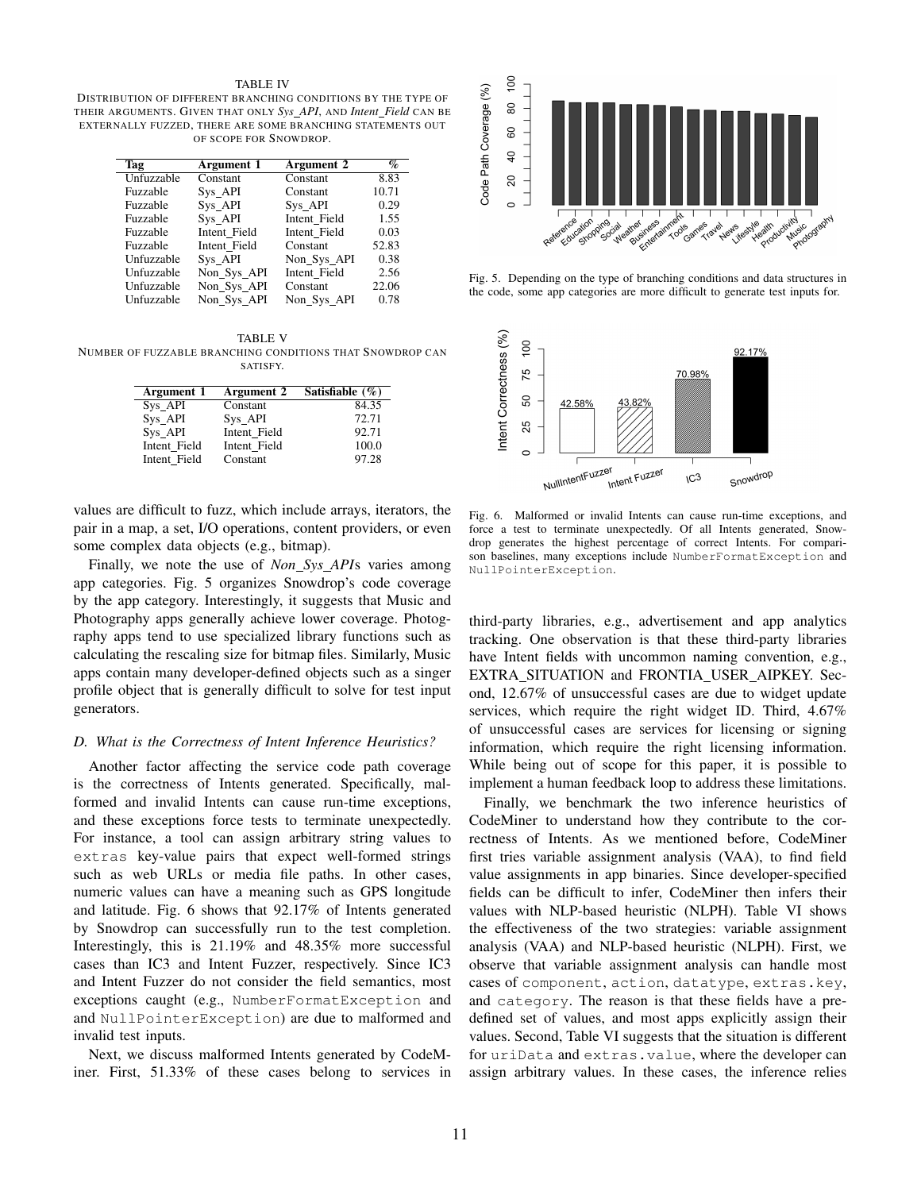TABLE IV
DISTRIBUTION OF DIFFERENT BRANCHING CONDITIONS BY THE TYPE OF THEIR ARGUMENTS. GIVEN THAT ONLY *Sys_API*, AND *Intent_Field* CAN BE EXTERNALLY FUZZED, THERE ARE SOME BRANCHING STATEMENTS OUT OF SCOPE FOR SNOWDROP.

| Tag | Argument 1 | Argument 2 | % |
|---|---|---|---|
| Unfuzzable | Constant | Constant | 8.83 |
| Fuzzable | Sys_API | Constant | 10.71 |
| Fuzzable | Sys_API | Sys_API | 0.29 |
| Fuzzable | Sys_API | Intent_Field | 1.55 |
| Fuzzable | Intent_Field | Intent_Field | 0.03 |
| Fuzzable | Intent_Field | Constant | 52.83 |
| Unfuzzable | Sys_API | Non_Sys_API | 0.38 |
| Unfuzzable | Non_Sys_API | Intent_Field | 2.56 |
| Unfuzzable | Non_Sys_API | Constant | 22.06 |
| Unfuzzable | Non_Sys_API | Non_Sys_API | 0.78 |

TABLE V
NUMBER OF FUZZABLE BRANCHING CONDITIONS THAT SNOWDROP CAN SATISFY.

| Argument 1 | Argument 2 | Satisfiable (%) |
|---|---|---|
| Sys_API | Constant | 84.35 |
| Sys_API | Sys_API | 72.71 |
| Sys_API | Intent_Field | 92.71 |
| Intent_Field | Intent_Field | 100.0 |
| Intent_Field | Constant | 97.28 |

values are difficult to fuzz, which include arrays, iterators, the pair in a map, a set, I/O operations, content providers, or even some complex data objects (e.g., bitmap).

Finally, we note the use of *Non_Sys_API*s varies among app categories. Fig. 5 organizes Snowdrop's code coverage by the app category. Interestingly, it suggests that Music and Photography apps generally achieve lower coverage. Photography apps tend to use specialized library functions such as calculating the rescaling size for bitmap files. Similarly, Music apps contain many developer-defined objects such as a singer profile object that is generally difficult to solve for test input generators.

Fig. 5. Depending on the type of branching conditions and data structures in the code, some app categories are more difficult to generate test inputs for.

### D. What is the Correctness of Intent Inference Heuristics?

Another factor affecting the service code path coverage is the correctness of Intents generated. Specifically, malformed and invalid Intents can cause run-time exceptions, and these exceptions force tests to terminate unexpectedly. For instance, a tool can assign arbitrary string values to `extras` key-value pairs that expect well-formed strings such as web URLs or media file paths. In other cases, numeric values can have a meaning such as GPS longitude and latitude. Fig. 6 shows that 92.17% of Intents generated by Snowdrop can successfully run to the test completion. Interestingly, this is 21.19% and 48.35% more successful cases than IC3 and Intent Fuzzer, respectively. Since IC3 and Intent Fuzzer do not consider the field semantics, most exceptions caught (e.g., `NumberFormatException` and and `NullPointerException`) are due to malformed and invalid test inputs.

Fig. 6. Malformed or invalid Intents can cause run-time exceptions, and force a test to terminate unexpectedly. Of all Intents generated, Snowdrop generates the highest percentage of correct Intents. For comparison baselines, many exceptions include `NumberFormatException` and `NullPointerException`.

Next, we discuss malformed Intents generated by CodeMiner. First, 51.33% of these cases belong to services in third-party libraries, e.g., advertisement and app analytics tracking. One observation is that these third-party libraries have Intent fields with uncommon naming convention, e.g., EXTRA_SITUATION and FRONTIA_USER_AIPKEY. Second, 12.67% of unsuccessful cases are due to widget update services, which require the right widget ID. Third, 4.67% of unsuccessful cases are services for licensing or signing information, which require the right licensing information. While being out of scope for this paper, it is possible to implement a human feedback loop to address these limitations.

Finally, we benchmark the two inference heuristics of CodeMiner to understand how they contribute to the correctness of Intents. As we mentioned before, CodeMiner first tries variable assignment analysis (VAA), to find field value assignments in app binaries. Since developer-specified fields can be difficult to infer, CodeMiner then infers their values with NLP-based heuristic (NLPH). Table VI shows the effectiveness of the two strategies: variable assignment analysis (VAA) and NLP-based heuristic (NLPH). First, we observe that variable assignment analysis can handle most cases of `component`, `action`, `datatype`, `extras.key`, and `category`. The reason is that these fields have a predefined set of values, and most apps explicitly assign their values. Second, Table VI suggests that the situation is different for `uriData` and `extras.value`, where the developer can assign arbitrary values. In these cases, the inference relies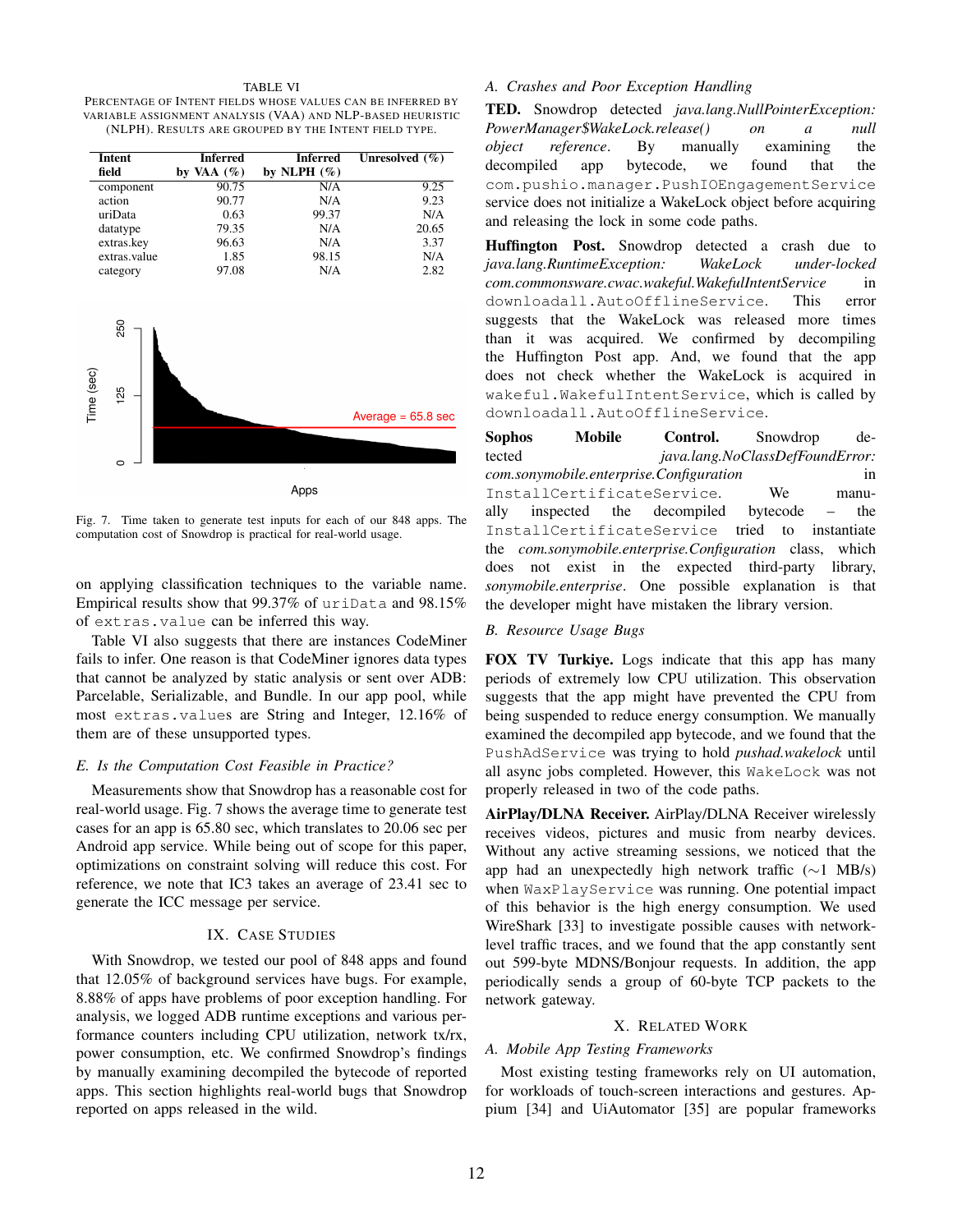TABLE VI
PERCENTAGE OF INTENT FIELDS WHOSE VALUES CAN BE INFERRED BY VARIABLE ASSIGNMENT ANALYSIS (VAA) AND NLP-BASED HEURISTIC (NLPH). RESULTS ARE GROUPED BY THE INTENT FIELD TYPE.

| Intent field | Inferred by VAA (%) | Inferred by NLPH (%) | Unresolved (%) |
|---|---|---|---|
| component | 90.75 | N/A | 9.25 |
| action | 90.77 | N/A | 9.23 |
| uriData | 0.63 | 99.37 | N/A |
| datatype | 79.35 | N/A | 20.65 |
| extras.key | 96.63 | N/A | 3.37 |
| extras.value | 1.85 | 98.15 | N/A |
| category | 97.08 | N/A | 2.82 |

Fig. 7. Time taken to generate test inputs for each of our 848 apps. The computation cost of Snowdrop is practical for real-world usage.

on applying classification techniques to the variable name. Empirical results show that 99.37% of `uriData` and 98.15% of `extras.value` can be inferred this way.

Table VI also suggests that there are instances CodeMiner fails to infer. One reason is that CodeMiner ignores data types that cannot be analyzed by static analysis or sent over ADB: Parcelable, Serializable, and Bundle. In our app pool, while most `extras.values` are String and Integer, 12.16% of them are of these unsupported types.

### E. Is the Computation Cost Feasible in Practice?

Measurements show that Snowdrop has a reasonable cost for real-world usage. Fig. 7 shows the average time to generate test cases for an app is 65.80 sec, which translates to 20.06 sec per Android app service. While being out of scope for this paper, optimizations on constraint solving will reduce this cost. For reference, we note that IC3 takes an average of 23.41 sec to generate the ICC message per service.

## IX. CASE STUDIES

With Snowdrop, we tested our pool of 848 apps and found that 12.05% of background services have bugs. For example, 8.88% of apps have problems of poor exception handling. For analysis, we logged ADB runtime exceptions and various performance counters including CPU utilization, network tx/rx, power consumption, etc. We confirmed Snowdrop's findings by manually examining decompiled the bytecode of reported apps. This section highlights real-world bugs that Snowdrop reported on apps released in the wild.

### A. Crashes and Poor Exception Handling

**TED.** Snowdrop detected *java.lang.NullPointerException: PowerManager$WakeLock.release() on a null object reference*. By manually examining the decompiled app bytecode, we found that the `com.pushio.manager.PushIOEngagementService` service does not initialize a WakeLock object before acquiring and releasing the lock in some code paths.

**Huffington Post.** Snowdrop detected a crash due to *java.lang.RuntimeException: WakeLock under-locked com.commonsware.cwac.wakeful.WakefulIntentService* in `downloadall.AutoOfflineService`. This error suggests that the WakeLock was released more times than it was acquired. We confirmed by decompiling the Huffington Post app. And, we found that the app does not check whether the WakeLock is acquired in `wakeful.WakefulIntentService`, which is called by `downloadall.AutoOfflineService`.

**Sophos Mobile Control.** Snowdrop detected *java.lang.NoClassDefFoundError: com.sonymobile.enterprise.Configuration* in `InstallCertificateService`. We manually inspected the decompiled bytecode – the `InstallCertificateService` tried to instantiate the *com.sonymobile.enterprise.Configuration* class, which does not exist in the expected third-party library, *sonymobile.enterprise*. One possible explanation is that the developer might have mistaken the library version.

### B. Resource Usage Bugs

**FOX TV Turkiye.** Logs indicate that this app has many periods of extremely low CPU utilization. This observation suggests that the app might have prevented the CPU from being suspended to reduce energy consumption. We manually examined the decompiled app bytecode, and we found that the `PushAdService` was trying to hold *pushad.wakelock* until all async jobs completed. However, this `WakeLock` was not properly released in two of the code paths.

**AirPlay/DLNA Receiver.** AirPlay/DLNA Receiver wirelessly receives videos, pictures and music from nearby devices. Without any active streaming sessions, we noticed that the app had an unexpectedly high network traffic (~1 MB/s) when `WaxPlayService` was running. One potential impact of this behavior is the high energy consumption. We used WireShark [33] to investigate possible causes with network-level traffic traces, and we found that the app constantly sent out 599-byte MDNS/Bonjour requests. In addition, the app periodically sends a group of 60-byte TCP packets to the network gateway.

## X. RELATED WORK

### A. Mobile App Testing Frameworks

Most existing testing frameworks rely on UI automation, for workloads of touch-screen interactions and gestures. Appium [34] and UiAutomator [35] are popular frameworks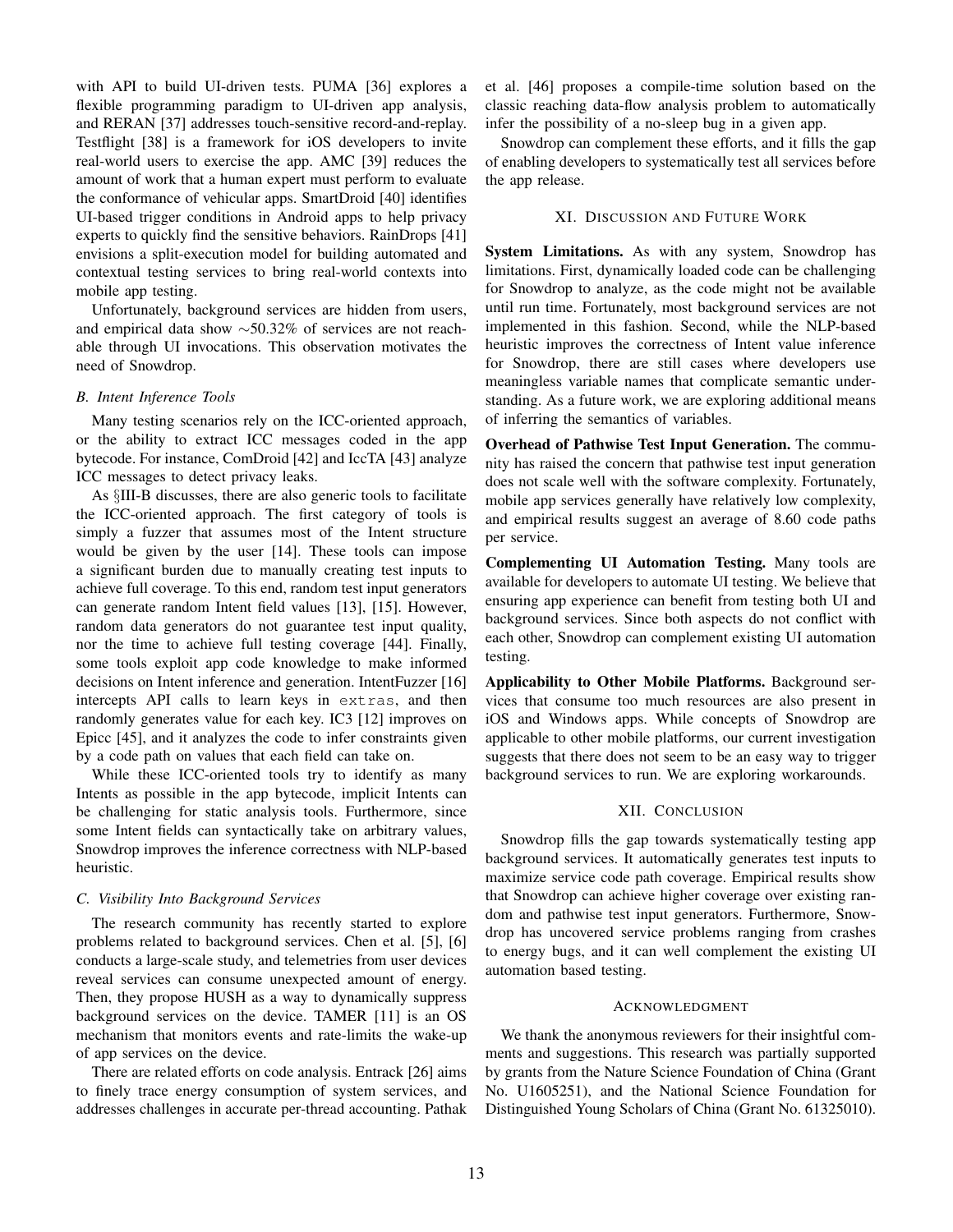with API to build UI-driven tests. PUMA [36] explores a flexible programming paradigm to UI-driven app analysis, and RERAN [37] addresses touch-sensitive record-and-replay. Testflight [38] is a framework for iOS developers to invite real-world users to exercise the app. AMC [39] reduces the amount of work that a human expert must perform to evaluate the conformance of vehicular apps. SmartDroid [40] identifies UI-based trigger conditions in Android apps to help privacy experts to quickly find the sensitive behaviors. RainDrops [41] envisions a split-execution model for building automated and contextual testing services to bring real-world contexts into mobile app testing.

Unfortunately, background services are hidden from users, and empirical data show ∼50.32% of services are not reachable through UI invocations. This observation motivates the need of Snowdrop.

### B. Intent Inference Tools

Many testing scenarios rely on the ICC-oriented approach, or the ability to extract ICC messages coded in the app bytecode. For instance, ComDroid [42] and IccTA [43] analyze ICC messages to detect privacy leaks.

As §III-B discusses, there are also generic tools to facilitate the ICC-oriented approach. The first category of tools is simply a fuzzer that assumes most of the Intent structure would be given by the user [14]. These tools can impose a significant burden due to manually creating test inputs to achieve full coverage. To this end, random test input generators can generate random Intent field values [13], [15]. However, random data generators do not guarantee test input quality, nor the time to achieve full testing coverage [44]. Finally, some tools exploit app code knowledge to make informed decisions on Intent inference and generation. IntentFuzzer [16] intercepts API calls to learn keys in `extras`, and then randomly generates value for each key. IC3 [12] improves on Epicc [45], and it analyzes the code to infer constraints given by a code path on values that each field can take on.

While these ICC-oriented tools try to identify as many Intents as possible in the app bytecode, implicit Intents can be challenging for static analysis tools. Furthermore, since some Intent fields can syntactically take on arbitrary values, Snowdrop improves the inference correctness with NLP-based heuristic.

### C. Visibility Into Background Services

The research community has recently started to explore problems related to background services. Chen et al. [5], [6] conducts a large-scale study, and telemetries from user devices reveal services can consume unexpected amount of energy. Then, they propose HUSH as a way to dynamically suppress background services on the device. TAMER [11] is an OS mechanism that monitors events and rate-limits the wake-up of app services on the device.

There are related efforts on code analysis. Entrack [26] aims to finely trace energy consumption of system services, and addresses challenges in accurate per-thread accounting. Pathak et al. [46] proposes a compile-time solution based on the classic reaching data-flow analysis problem to automatically infer the possibility of a no-sleep bug in a given app.

Snowdrop can complement these efforts, and it fills the gap of enabling developers to systematically test all services before the app release.

## XI. Discussion and Future Work

**System Limitations.** As with any system, Snowdrop has limitations. First, dynamically loaded code can be challenging for Snowdrop to analyze, as the code might not be available until run time. Fortunately, most background services are not implemented in this fashion. Second, while the NLP-based heuristic improves the correctness of Intent value inference for Snowdrop, there are still cases where developers use meaningless variable names that complicate semantic understanding. As a future work, we are exploring additional means of inferring the semantics of variables.

**Overhead of Pathwise Test Input Generation.** The community has raised the concern that pathwise test input generation does not scale well with the software complexity. Fortunately, mobile app services generally have relatively low complexity, and empirical results suggest an average of 8.60 code paths per service.

**Complementing UI Automation Testing.** Many tools are available for developers to automate UI testing. We believe that ensuring app experience can benefit from testing both UI and background services. Since both aspects do not conflict with each other, Snowdrop can complement existing UI automation testing.

**Applicability to Other Mobile Platforms.** Background services that consume too much resources are also present in iOS and Windows apps. While concepts of Snowdrop are applicable to other mobile platforms, our current investigation suggests that there does not seem to be an easy way to trigger background services to run. We are exploring workarounds.

## XII. Conclusion

Snowdrop fills the gap towards systematically testing app background services. It automatically generates test inputs to maximize service code path coverage. Empirical results show that Snowdrop can achieve higher coverage over existing random and pathwise test input generators. Furthermore, Snowdrop has uncovered service problems ranging from crashes to energy bugs, and it can well complement the existing UI automation based testing.

## Acknowledgment

We thank the anonymous reviewers for their insightful comments and suggestions. This research was partially supported by grants from the Nature Science Foundation of China (Grant No. U1605251), and the National Science Foundation for Distinguished Young Scholars of China (Grant No. 61325010).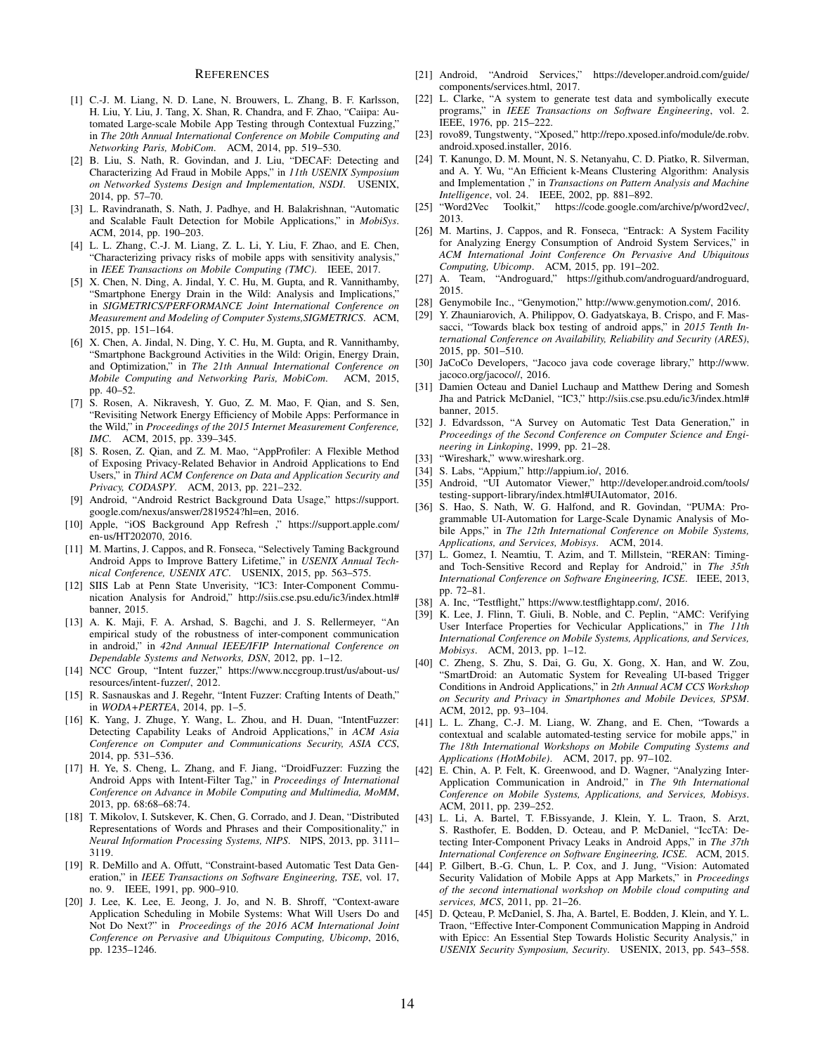# REFERENCES

[1] C.-J. M. Liang, N. D. Lane, N. Brouwers, L. Zhang, B. F. Karlsson, H. Liu, Y. Liu, J. Tang, X. Shan, R. Chandra, and F. Zhao, "Caiipa: Automated Large-scale Mobile App Testing through Contextual Fuzzing," in *The 20th Annual International Conference on Mobile Computing and Networking Paris, MobiCom*. ACM, 2014, pp. 519–530.

[2] B. Liu, S. Nath, R. Govindan, and J. Liu, "DECAF: Detecting and Characterizing Ad Fraud in Mobile Apps," in *11th USENIX Symposium on Networked Systems Design and Implementation, NSDI*. USENIX, 2014, pp. 57–70.

[3] L. Ravindranath, S. Nath, J. Padhye, and H. Balakrishnan, "Automatic and Scalable Fault Detection for Mobile Applications," in *MobiSys*. ACM, 2014, pp. 190–203.

[4] L. L. Zhang, C.-J. M. Liang, Z. L. Li, Y. Liu, F. Zhao, and E. Chen, "Characterizing privacy risks of mobile apps with sensitivity analysis," in *IEEE Transactions on Mobile Computing (TMC)*. IEEE, 2017.

[5] X. Chen, N. Ding, A. Jindal, Y. C. Hu, M. Gupta, and R. Vannithamby, "Smartphone Energy Drain in the Wild: Analysis and Implications," in *SIGMETRICS/PERFORMANCE Joint International Conference on Measurement and Modeling of Computer Systems,SIGMETRICS*. ACM, 2015, pp. 151–164.

[6] X. Chen, A. Jindal, N. Ding, Y. C. Hu, M. Gupta, and R. Vannithamby, "Smartphone Background Activities in the Wild: Origin, Energy Drain, and Optimization," in *The 21th Annual International Conference on Mobile Computing and Networking Paris, MobiCom*. ACM, 2015, pp. 40–52.

[7] S. Rosen, A. Nikravesh, Y. Guo, Z. M. Mao, F. Qian, and S. Sen, "Revisiting Network Energy Efficiency of Mobile Apps: Performance in the Wild," in *Proceedings of the 2015 Internet Measurement Conference, IMC*. ACM, 2015, pp. 339–345.

[8] S. Rosen, Z. Qian, and Z. M. Mao, "AppProfiler: A Flexible Method of Exposing Privacy-Related Behavior in Android Applications to End Users," in *Third ACM Conference on Data and Application Security and Privacy, CODASPY*. ACM, 2013, pp. 221–232.

[9] Android, "Android Restrict Background Data Usage," https://support.google.com/nexus/answer/2819524?hl=en, 2016.

[10] Apple, "iOS Background App Refresh ," https://support.apple.com/en-us/HT202070, 2016.

[11] M. Martins, J. Cappos, and R. Fonseca, "Selectively Taming Background Android Apps to Improve Battery Lifetime," in *USENIX Annual Technical Conference, USENIX ATC*. USENIX, 2015, pp. 563–575.

[12] SIIS Lab at Penn State Unverisity, "IC3: Inter-Component Communication Analysis for Android," http://siis.cse.psu.edu/ic3/index.html#banner, 2015.

[13] A. K. Maji, F. A. Arshad, S. Bagchi, and J. S. Rellermeyer, "An empirical study of the robustness of inter-component communication in android," in *42nd Annual IEEE/IFIP International Conference on Dependable Systems and Networks, DSN*, 2012, pp. 1–12.

[14] NCC Group, "Intent fuzzer," https://www.nccgroup.trust/us/about-us/resources/intent-fuzzer/, 2012.

[15] R. Sasnauskas and J. Regehr, "Intent Fuzzer: Crafting Intents of Death," in *WODA+PERTEA*, 2014, pp. 1–5.

[16] K. Yang, J. Zhuge, Y. Wang, L. Zhou, and H. Duan, "IntentFuzzer: Detecting Capability Leaks of Android Applications," in *ACM Asia Conference on Computer and Communications Security, ASIA CCS*, 2014, pp. 531–536.

[17] H. Ye, S. Cheng, L. Zhang, and F. Jiang, "DroidFuzzer: Fuzzing the Android Apps with Intent-Filter Tag," in *Proceedings of International Conference on Advance in Mobile Computing and Multimedia, MoMM*, 2013, pp. 68:68–68:74.

[18] T. Mikolov, I. Sutskever, K. Chen, G. Corrado, and J. Dean, "Distributed Representations of Words and Phrases and their Compositionality," in *Neural Information Processing Systems, NIPS*. NIPS, 2013, pp. 3111–3119.

[19] R. DeMillo and A. Offutt, "Constraint-based Automatic Test Data Generation," in *IEEE Transactions on Software Engineering, TSE*, vol. 17, no. 9. IEEE, 1991, pp. 900–910.

[20] J. Lee, K. Lee, E. Jeong, J. Jo, and N. B. Shroff, "Context-aware Application Scheduling in Mobile Systems: What Will Users Do and Not Do Next?" in *Proceedings of the 2016 ACM International Joint Conference on Pervasive and Ubiquitous Computing, Ubicomp*, 2016, pp. 1235–1246.

[21] Android, "Android Services," https://developer.android.com/guide/components/services.html, 2017.

[22] L. Clarke, "A system to generate test data and symbolically execute programs," in *IEEE Transactions on Software Engineering*, vol. 2. IEEE, 1976, pp. 215–222.

[23] rovo89, Tungstwenty, "Xposed," http://repo.xposed.info/module/de.robv.android.xposed.installer, 2016.

[24] T. Kanungo, D. M. Mount, N. S. Netanyahu, C. D. Piatko, R. Silverman, and A. Y. Wu, "An Efficient k-Means Clustering Algorithm: Analysis and Implementation ," in *Transactions on Pattern Analysis and Machine Intelligence*, vol. 24. IEEE, 2002, pp. 881–892.

[25] "Word2Vec Toolkit," https://code.google.com/archive/p/word2vec/, 2013.

[26] M. Martins, J. Cappos, and R. Fonseca, "Entrack: A System Facility for Analyzing Energy Consumption of Android System Services," in *ACM International Joint Conference On Pervasive And Ubiquitous Computing, Ubicomp*. ACM, 2015, pp. 191–202.

[27] A. Team, "Androguard," https://github.com/androguard/androguard, 2015.

[28] Genymobile Inc., "Genymotion," http://www.genymotion.com/, 2016.

[29] Y. Zhauniarovich, A. Philippov, O. Gadyatskaya, B. Crispo, and F. Massacci, "Towards black box testing of android apps," in *2015 Tenth International Conference on Availability, Reliability and Security (ARES)*, 2015, pp. 501–510.

[30] JaCoCo Developers, "Jacoco java code coverage library," http://www.jacoco.org/jacoco//, 2016.

[31] Damien Octeau and Daniel Luchaup and Matthew Dering and Somesh Jha and Patrick McDaniel, "IC3," http://siis.cse.psu.edu/ic3/index.html#banner, 2015.

[32] J. Edvardsson, "A Survey on Automatic Test Data Generation," in *Proceedings of the Second Conference on Computer Science and Engineering in Linkoping*, 1999, pp. 21–28.

[33] "Wireshark," www.wireshark.org.

[34] S. Labs, "Appium," http://appium.io/, 2016.

[35] Android, "UI Automator Viewer," http://developer.android.com/tools/testing-support-library/index.html#UIAutomator, 2016.

[36] S. Hao, S. Nath, W. G. Halfond, and R. Govindan, "PUMA: Programmable UI-Automation for Large-Scale Dynamic Analysis of Mobile Apps," in *The 12th International Conference on Mobile Systems, Applications, and Services, Mobisys*. ACM, 2014.

[37] L. Gomez, I. Neamtiu, T. Azim, and T. Millstein, "RERAN: Timing- and Toch-Sensitive Record and Replay for Android," in *The 35th International Conference on Software Engineering, ICSE*. IEEE, 2013, pp. 72–81.

[38] A. Inc, "Testflight," https://www.testflightapp.com/, 2016.

[39] K. Lee, J. Flinn, T. Giuli, B. Noble, and C. Peplin, "AMC: Verifying User Interface Properties for Vechicular Applications," in *The 11th International Conference on Mobile Systems, Applications, and Services, Mobisys*. ACM, 2013, pp. 1–12.

[40] C. Zheng, S. Zhu, S. Dai, G. Gu, X. Gong, X. Han, and W. Zou, "SmartDroid: an Automatic System for Revealing UI-based Trigger Conditions in Android Applications," in *2th Annual ACM CCS Workshop on Security and Privacy in Smartphones and Mobile Devices, SPSM*. ACM, 2012, pp. 93–104.

[41] L. L. Zhang, C.-J. M. Liang, W. Zhang, and E. Chen, "Towards a contextual and scalable automated-testing service for mobile apps," in *The 18th International Workshops on Mobile Computing Systems and Applications (HotMobile)*. ACM, 2017, pp. 97–102.

[42] E. Chin, A. P. Felt, K. Greenwood, and D. Wagner, "Analyzing Inter-Application Communication in Android," in *The 9th International Conference on Mobile Systems, Applications, and Services, Mobisys*. ACM, 2011, pp. 239–252.

[43] L. Li, A. Bartel, T. F.Bissyande, J. Klein, Y. L. Traon, S. Arzt, S. Rasthofer, E. Bodden, D. Octeau, and P. McDaniel, "IccTA: Detecting Inter-Component Privacy Leaks in Android Apps," in *The 37th International Conference on Software Engineering, ICSE*. ACM, 2015.

[44] P. Gilbert, B.-G. Chun, L. P. Cox, and J. Jung, "Vision: Automated Security Validation of Mobile Apps at App Markets," in *Proceedings of the second international workshop on Mobile cloud computing and services, MCS*, 2011, pp. 21–26.

[45] D. Qcteau, P. McDaniel, S. Jha, A. Bartel, E. Bodden, J. Klein, and Y. L. Traon, "Effective Inter-Component Communication Mapping in Android with Epicc: An Essential Step Towards Holistic Security Analysis," in *USENIX Security Symposium, Security*. USENIX, 2013, pp. 543–558.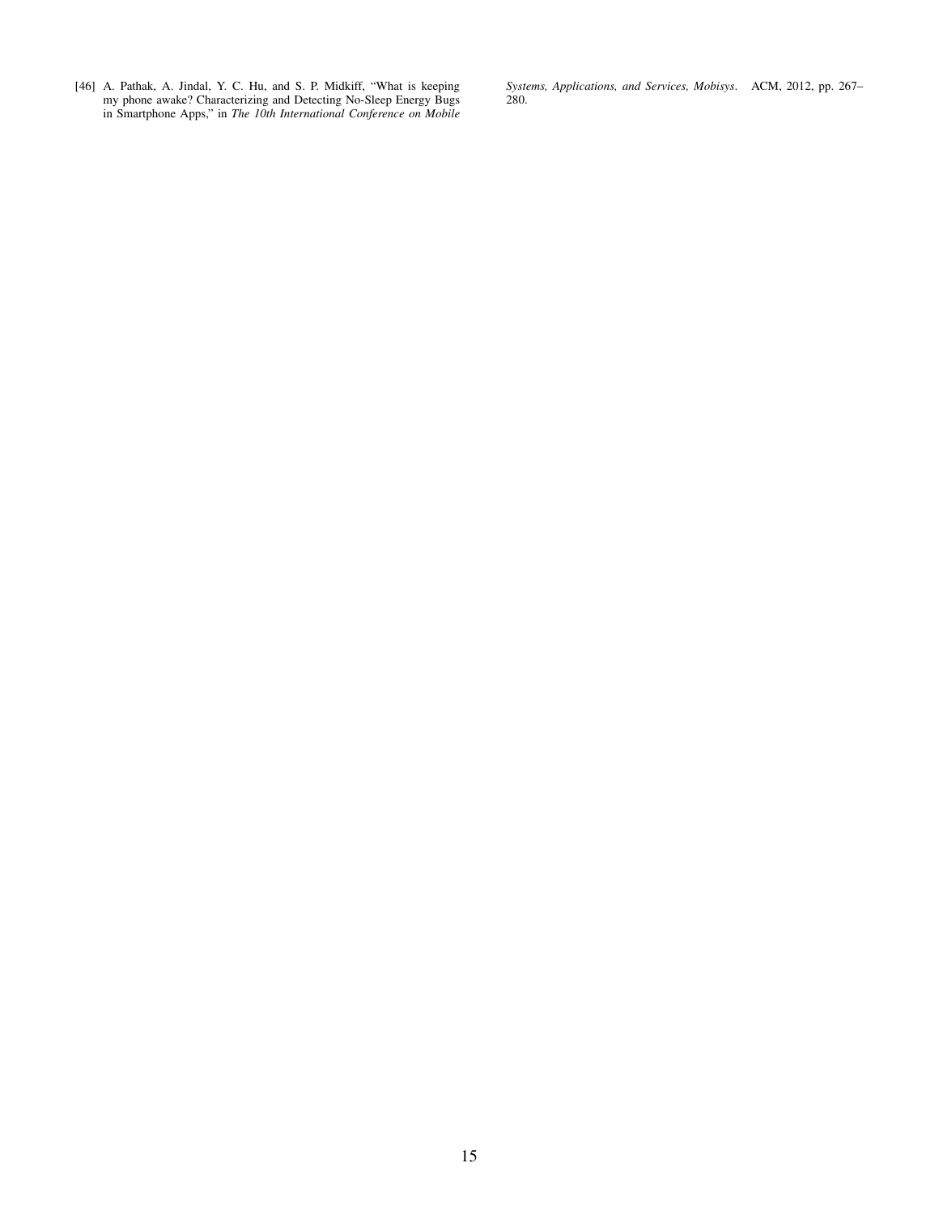[46] A. Pathak, A. Jindal, Y. C. Hu, and S. P. Midkiff, "What is keeping my phone awake? Characterizing and Detecting No-Sleep Energy Bugs in Smartphone Apps," in *The 10th International Conference on Mobile Systems, Applications, and Services, Mobisys*. ACM, 2012, pp. 267–280.